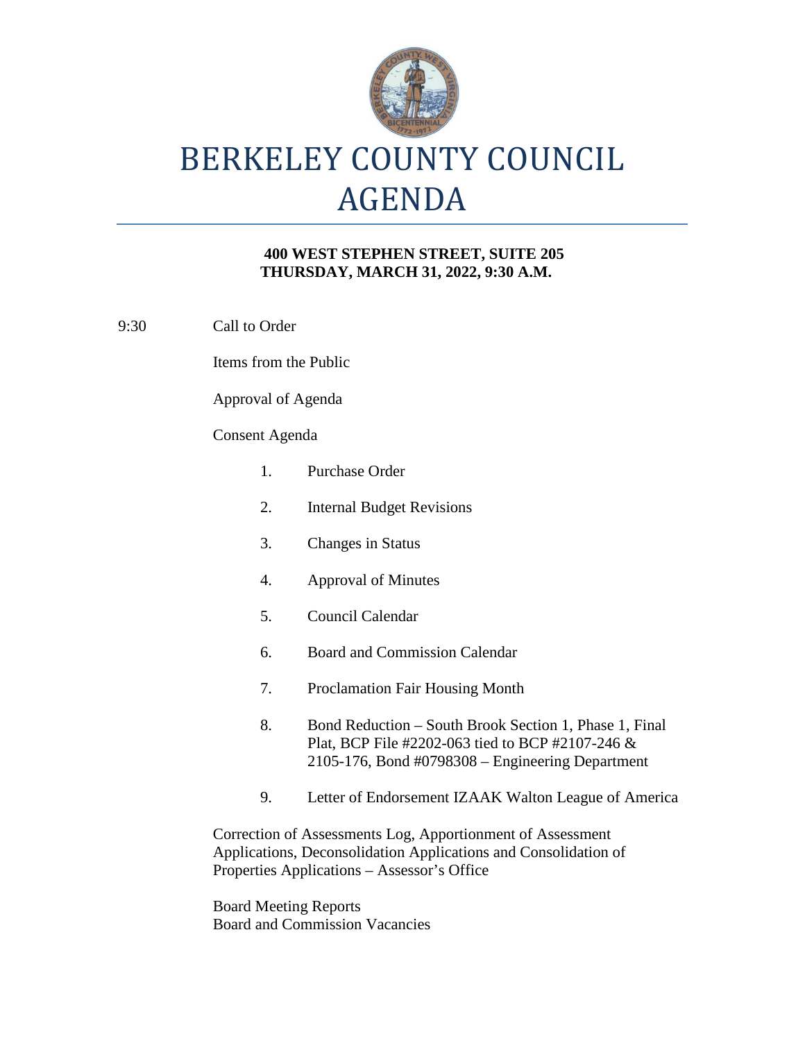# BERKELEY COUNTY COUNCIL AGENDA

**400 WEST STEPHEN STREET, SUITE 205**
**THURSDAY, MARCH 31, 2022, 9:30 A.M.**

9:30 Call to Order

Items from the Public

Approval of Agenda

Consent Agenda

1. Purchase Order
2. Internal Budget Revisions
3. Changes in Status
4. Approval of Minutes
5. Council Calendar
6. Board and Commission Calendar
7. Proclamation Fair Housing Month
8. Bond Reduction – South Brook Section 1, Phase 1, Final Plat, BCP File #2202-063 tied to BCP #2107-246 & 2105-176, Bond #0798308 – Engineering Department
9. Letter of Endorsement IZAAK Walton League of America

Correction of Assessments Log, Apportionment of Assessment Applications, Deconsolidation Applications and Consolidation of Properties Applications – Assessor's Office

Board Meeting Reports
Board and Commission Vacancies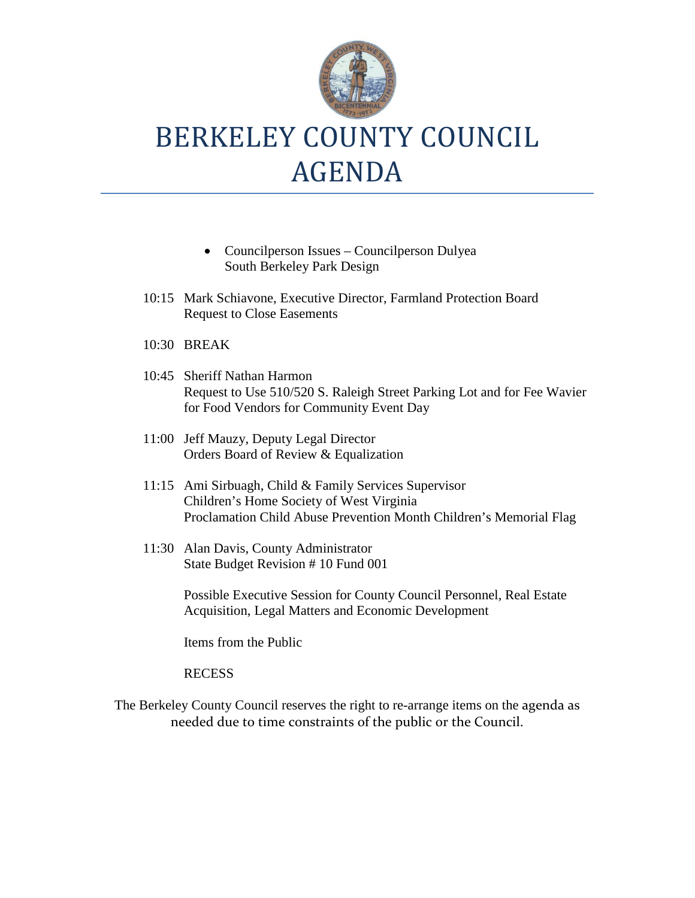# BERKELEY COUNTY COUNCIL AGENDA

- Councilperson Issues – Councilperson Dulyea
  South Berkeley Park Design

10:15 Mark Schiavone, Executive Director, Farmland Protection Board
Request to Close Easements

10:30 BREAK

10:45 Sheriff Nathan Harmon
Request to Use 510/520 S. Raleigh Street Parking Lot and for Fee Wavier for Food Vendors for Community Event Day

11:00 Jeff Mauzy, Deputy Legal Director
Orders Board of Review & Equalization

11:15 Ami Sirbuagh, Child & Family Services Supervisor
Children's Home Society of West Virginia
Proclamation Child Abuse Prevention Month Children's Memorial Flag

11:30 Alan Davis, County Administrator
State Budget Revision # 10 Fund 001

Possible Executive Session for County Council Personnel, Real Estate Acquisition, Legal Matters and Economic Development

Items from the Public

RECESS

The Berkeley County Council reserves the right to re-arrange items on the agenda as needed due to time constraints of the public or the Council.